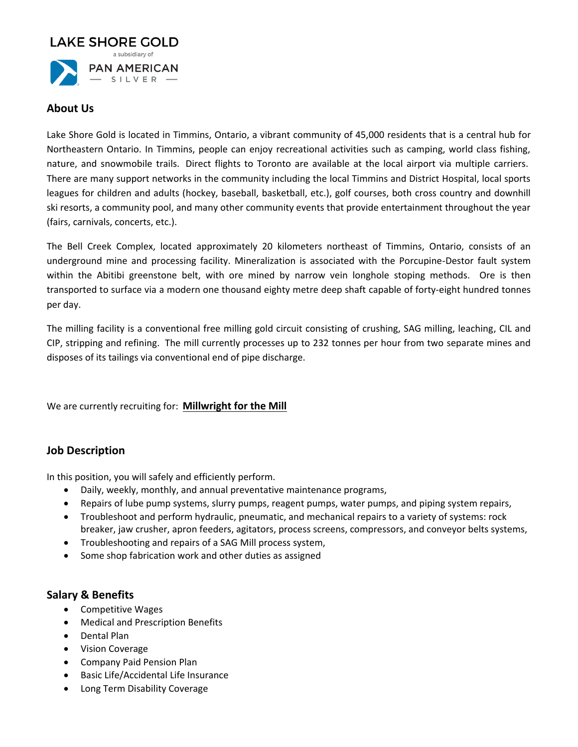LAKE SHORE GOLD

a subsidiary of

PAN AMERICAN SILVER

## About Us

Lake Shore Gold is located in Timmins, Ontario, a vibrant community of 45,000 residents that is a central hub for Northeastern Ontario. In Timmins, people can enjoy recreational activities such as camping, world class fishing, nature, and snowmobile trails. Direct flights to Toronto are available at the local airport via multiple carriers. There are many support networks in the community including the local Timmins and District Hospital, local sports leagues for children and adults (hockey, baseball, basketball, etc.), golf courses, both cross country and downhill ski resorts, a community pool, and many other community events that provide entertainment throughout the year (fairs, carnivals, concerts, etc.).

The Bell Creek Complex, located approximately 20 kilometers northeast of Timmins, Ontario, consists of an underground mine and processing facility. Mineralization is associated with the Porcupine-Destor fault system within the Abitibi greenstone belt, with ore mined by narrow vein longhole stoping methods. Ore is then transported to surface via a modern one thousand eighty metre deep shaft capable of forty-eight hundred tonnes per day.

The milling facility is a conventional free milling gold circuit consisting of crushing, SAG milling, leaching, CIL and CIP, stripping and refining. The mill currently processes up to 232 tonnes per hour from two separate mines and disposes of its tailings via conventional end of pipe discharge.

We are currently recruiting for: **Millwright for the Mill**

## Job Description

In this position, you will safely and efficiently perform.

- Daily, weekly, monthly, and annual preventative maintenance programs,
- Repairs of lube pump systems, slurry pumps, reagent pumps, water pumps, and piping system repairs,
- Troubleshoot and perform hydraulic, pneumatic, and mechanical repairs to a variety of systems: rock breaker, jaw crusher, apron feeders, agitators, process screens, compressors, and conveyor belts systems,
- Troubleshooting and repairs of a SAG Mill process system,
- Some shop fabrication work and other duties as assigned

## Salary & Benefits

- Competitive Wages
- Medical and Prescription Benefits
- Dental Plan
- Vision Coverage
- Company Paid Pension Plan
- Basic Life/Accidental Life Insurance
- Long Term Disability Coverage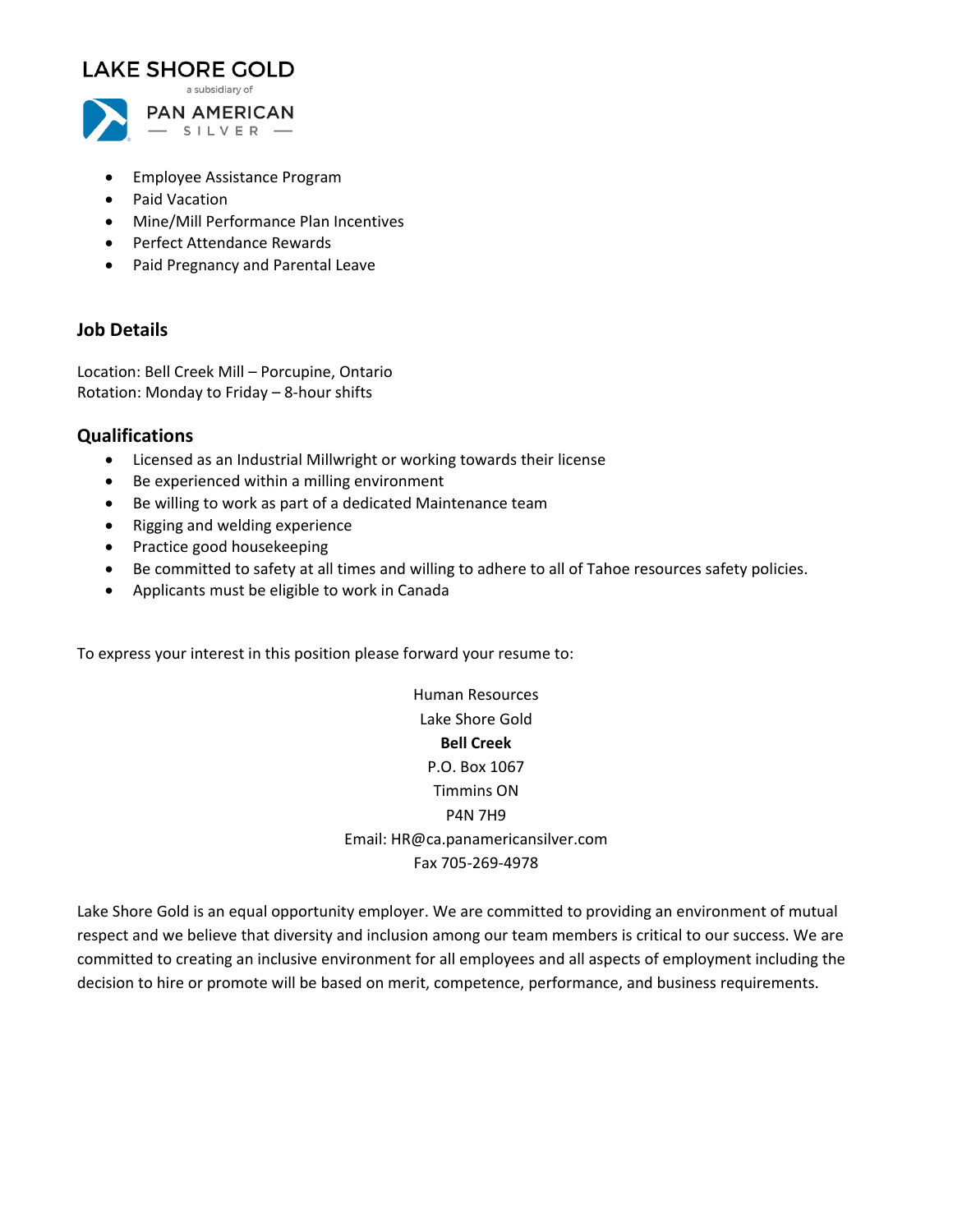- Employee Assistance Program
- Paid Vacation
- Mine/Mill Performance Plan Incentives
- Perfect Attendance Rewards
- Paid Pregnancy and Parental Leave

## Job Details

Location: Bell Creek Mill – Porcupine, Ontario
Rotation: Monday to Friday – 8-hour shifts

## Qualifications

- Licensed as an Industrial Millwright or working towards their license
- Be experienced within a milling environment
- Be willing to work as part of a dedicated Maintenance team
- Rigging and welding experience
- Practice good housekeeping
- Be committed to safety at all times and willing to adhere to all of Tahoe resources safety policies.
- Applicants must be eligible to work in Canada

To express your interest in this position please forward your resume to:

Human Resources
Lake Shore Gold
**Bell Creek**
P.O. Box 1067
Timmins ON
P4N 7H9
Email: HR@ca.panamericansilver.com
Fax 705-269-4978

Lake Shore Gold is an equal opportunity employer. We are committed to providing an environment of mutual respect and we believe that diversity and inclusion among our team members is critical to our success. We are committed to creating an inclusive environment for all employees and all aspects of employment including the decision to hire or promote will be based on merit, competence, performance, and business requirements.